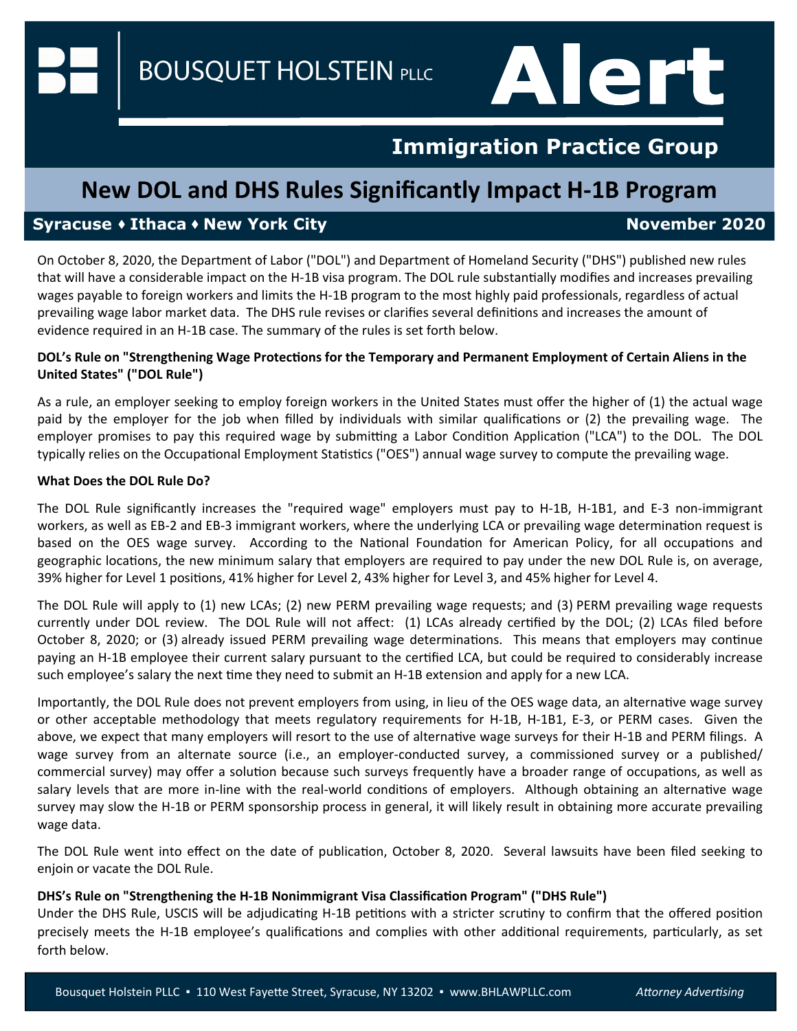# BOUSQUET HOLSTEIN PLLC Alert

## Immigration Practice Group

# New DOL and DHS Rules Significantly Impact H-1B Program

**Syracuse ♦ Ithaca ♦ New York City** **November 2020**

On October 8, 2020, the Department of Labor ("DOL") and Department of Homeland Security ("DHS") published new rules that will have a considerable impact on the H-1B visa program. The DOL rule substantially modifies and increases prevailing wages payable to foreign workers and limits the H-1B program to the most highly paid professionals, regardless of actual prevailing wage labor market data. The DHS rule revises or clarifies several definitions and increases the amount of evidence required in an H-1B case. The summary of the rules is set forth below.

**DOL's Rule on "Strengthening Wage Protections for the Temporary and Permanent Employment of Certain Aliens in the United States" ("DOL Rule")**

As a rule, an employer seeking to employ foreign workers in the United States must offer the higher of (1) the actual wage paid by the employer for the job when filled by individuals with similar qualifications or (2) the prevailing wage. The employer promises to pay this required wage by submitting a Labor Condition Application ("LCA") to the DOL. The DOL typically relies on the Occupational Employment Statistics ("OES") annual wage survey to compute the prevailing wage.

**What Does the DOL Rule Do?**

The DOL Rule significantly increases the "required wage" employers must pay to H-1B, H-1B1, and E-3 non-immigrant workers, as well as EB-2 and EB-3 immigrant workers, where the underlying LCA or prevailing wage determination request is based on the OES wage survey. According to the National Foundation for American Policy, for all occupations and geographic locations, the new minimum salary that employers are required to pay under the new DOL Rule is, on average, 39% higher for Level 1 positions, 41% higher for Level 2, 43% higher for Level 3, and 45% higher for Level 4.

The DOL Rule will apply to (1) new LCAs; (2) new PERM prevailing wage requests; and (3) PERM prevailing wage requests currently under DOL review. The DOL Rule will not affect: (1) LCAs already certified by the DOL; (2) LCAs filed before October 8, 2020; or (3) already issued PERM prevailing wage determinations. This means that employers may continue paying an H-1B employee their current salary pursuant to the certified LCA, but could be required to considerably increase such employee's salary the next time they need to submit an H-1B extension and apply for a new LCA.

Importantly, the DOL Rule does not prevent employers from using, in lieu of the OES wage data, an alternative wage survey or other acceptable methodology that meets regulatory requirements for H-1B, H-1B1, E-3, or PERM cases. Given the above, we expect that many employers will resort to the use of alternative wage surveys for their H-1B and PERM filings. A wage survey from an alternate source (i.e., an employer-conducted survey, a commissioned survey or a published/commercial survey) may offer a solution because such surveys frequently have a broader range of occupations, as well as salary levels that are more in-line with the real-world conditions of employers. Although obtaining an alternative wage survey may slow the H-1B or PERM sponsorship process in general, it will likely result in obtaining more accurate prevailing wage data.

The DOL Rule went into effect on the date of publication, October 8, 2020. Several lawsuits have been filed seeking to enjoin or vacate the DOL Rule.

**DHS's Rule on "Strengthening the H-1B Nonimmigrant Visa Classification Program" ("DHS Rule")**

Under the DHS Rule, USCIS will be adjudicating H-1B petitions with a stricter scrutiny to confirm that the offered position precisely meets the H-1B employee's qualifications and complies with other additional requirements, particularly, as set forth below.

Bousquet Holstein PLLC ▪ 110 West Fayette Street, Syracuse, NY 13202 ▪ www.BHLAWPLLC.com *Attorney Advertising*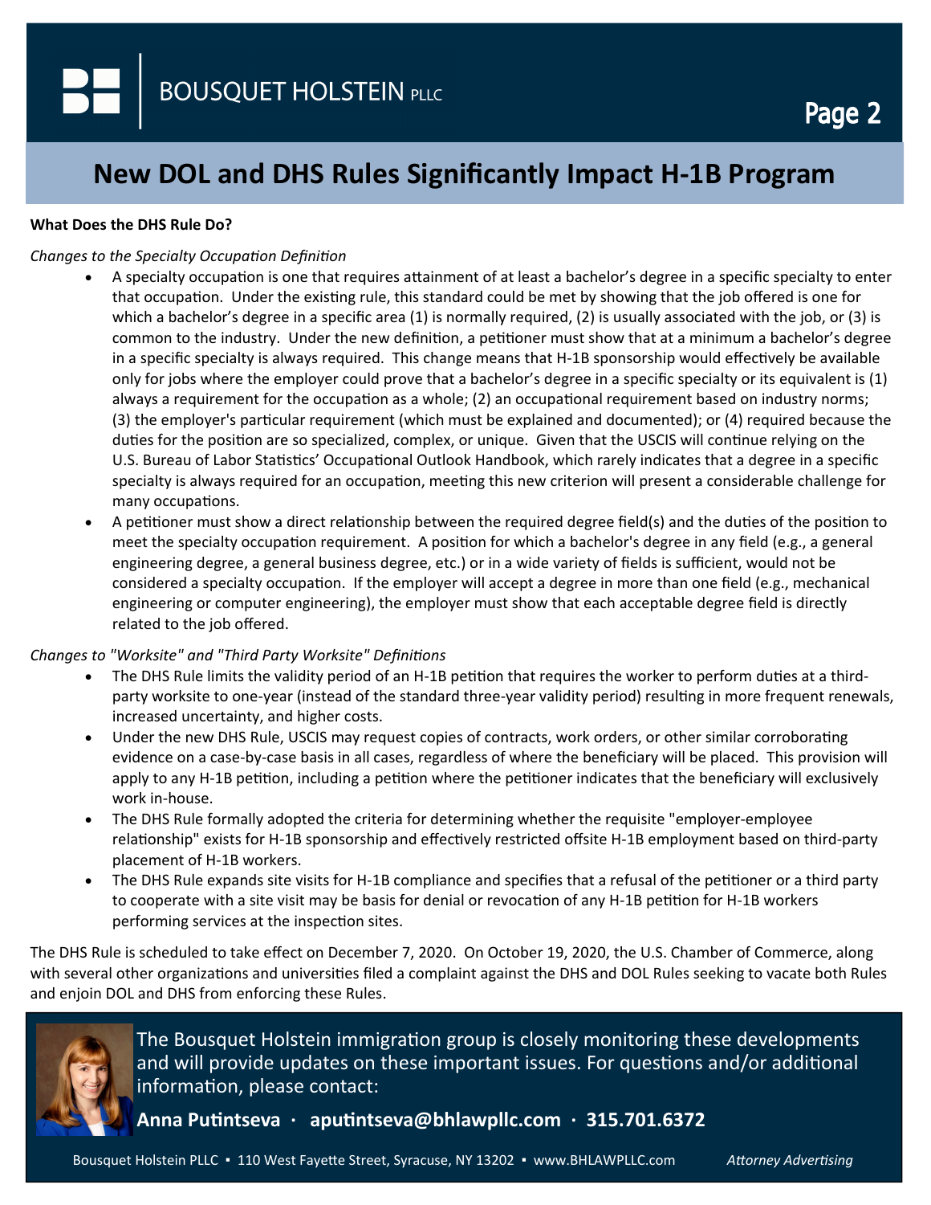# New DOL and DHS Rules Significantly Impact H-1B Program

**What Does the DHS Rule Do?**

*Changes to the Specialty Occupation Definition*

- A specialty occupation is one that requires attainment of at least a bachelor's degree in a specific specialty to enter that occupation. Under the existing rule, this standard could be met by showing that the job offered is one for which a bachelor's degree in a specific area (1) is normally required, (2) is usually associated with the job, or (3) is common to the industry. Under the new definition, a petitioner must show that at a minimum a bachelor's degree in a specific specialty is always required. This change means that H-1B sponsorship would effectively be available only for jobs where the employer could prove that a bachelor's degree in a specific specialty or its equivalent is (1) always a requirement for the occupation as a whole; (2) an occupational requirement based on industry norms; (3) the employer's particular requirement (which must be explained and documented); or (4) required because the duties for the position are so specialized, complex, or unique. Given that the USCIS will continue relying on the U.S. Bureau of Labor Statistics' Occupational Outlook Handbook, which rarely indicates that a degree in a specific specialty is always required for an occupation, meeting this new criterion will present a considerable challenge for many occupations.
- A petitioner must show a direct relationship between the required degree field(s) and the duties of the position to meet the specialty occupation requirement. A position for which a bachelor's degree in any field (e.g., a general engineering degree, a general business degree, etc.) or in a wide variety of fields is sufficient, would not be considered a specialty occupation. If the employer will accept a degree in more than one field (e.g., mechanical engineering or computer engineering), the employer must show that each acceptable degree field is directly related to the job offered.

*Changes to "Worksite" and "Third Party Worksite" Definitions*

- The DHS Rule limits the validity period of an H-1B petition that requires the worker to perform duties at a third-party worksite to one-year (instead of the standard three-year validity period) resulting in more frequent renewals, increased uncertainty, and higher costs.
- Under the new DHS Rule, USCIS may request copies of contracts, work orders, or other similar corroborating evidence on a case-by-case basis in all cases, regardless of where the beneficiary will be placed. This provision will apply to any H-1B petition, including a petition where the petitioner indicates that the beneficiary will exclusively work in-house.
- The DHS Rule formally adopted the criteria for determining whether the requisite "employer-employee relationship" exists for H-1B sponsorship and effectively restricted offsite H-1B employment based on third-party placement of H-1B workers.
- The DHS Rule expands site visits for H-1B compliance and specifies that a refusal of the petitioner or a third party to cooperate with a site visit may be basis for denial or revocation of any H-1B petition for H-1B workers performing services at the inspection sites.

The DHS Rule is scheduled to take effect on December 7, 2020. On October 19, 2020, the U.S. Chamber of Commerce, along with several other organizations and universities filed a complaint against the DHS and DOL Rules seeking to vacate both Rules and enjoin DOL and DHS from enforcing these Rules.

The Bousquet Holstein immigration group is closely monitoring these developments and will provide updates on these important issues. For questions and/or additional information, please contact:

**Anna Putintseva · aputintseva@bhlawpllc.com · 315.701.6372**

Bousquet Holstein PLLC ▪ 110 West Fayette Street, Syracuse, NY 13202 ▪ www.BHLAWPLLC.com *Attorney Advertising*